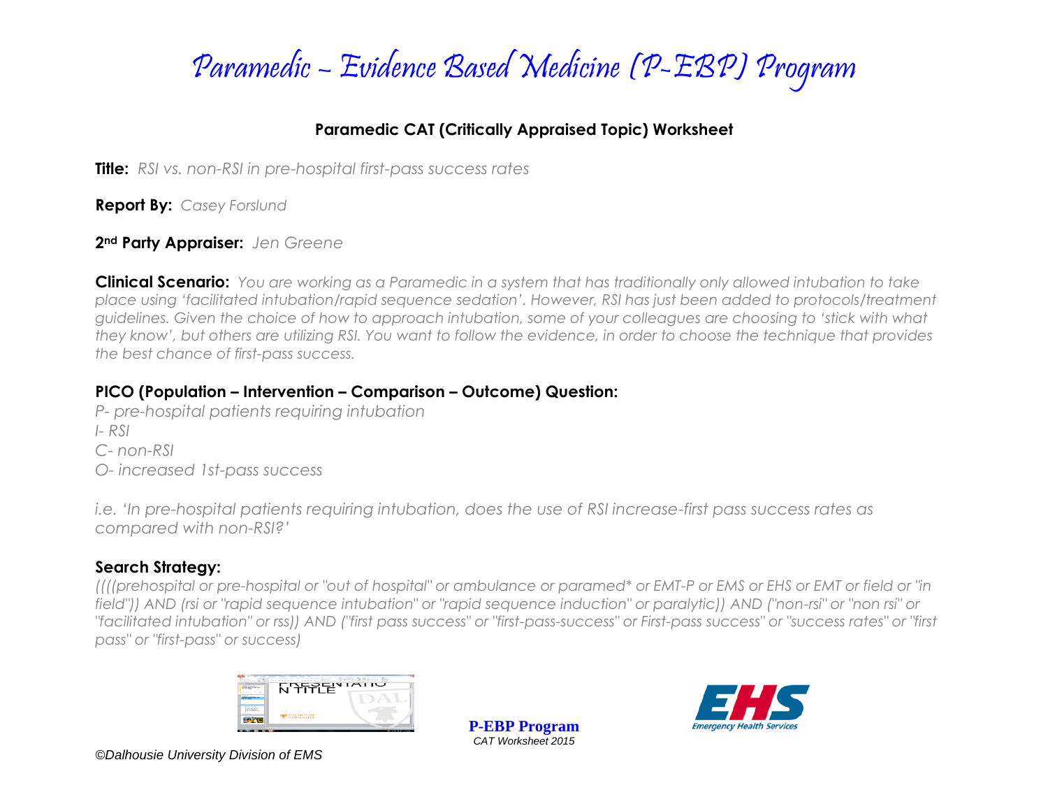# Paramedic – Evidence Based Medicine (P-EBP) Program

## Paramedic CAT (Critically Appraised Topic) Worksheet

**Title:** *RSI vs. non-RSI in pre-hospital first-pass success rates*

**Report By:** *Casey Forslund*

**2nd Party Appraiser:** *Jen Greene*

**Clinical Scenario:** *You are working as a Paramedic in a system that has traditionally only allowed intubation to take place using 'facilitated intubation/rapid sequence sedation'. However, RSI has just been added to protocols/treatment guidelines. Given the choice of how to approach intubation, some of your colleagues are choosing to 'stick with what they know', but others are utilizing RSI. You want to follow the evidence, in order to choose the technique that provides the best chance of first-pass success.*

**PICO (Population – Intervention – Comparison – Outcome) Question:**

*P- pre-hospital patients requiring intubation*
*I- RSI*
*C- non-RSI*
*O- increased 1st-pass success*

*i.e. 'In pre-hospital patients requiring intubation, does the use of RSI increase-first pass success rates as compared with non-RSI?'*

**Search Strategy:**

*((((prehospital or pre-hospital or "out of hospital" or ambulance or paramed* or EMT-P or EMS or EHS or EMT or field or "in field")) AND (rsi or "rapid sequence intubation" or "rapid sequence induction" or paralytic)) AND ("non-rsi" or "non rsi" or "facilitated intubation" or rss)) AND ("first pass success" or "first-pass-success" or First-pass success" or "success rates" or "first pass" or "first-pass" or success)*

©Dalhousie University Division of EMS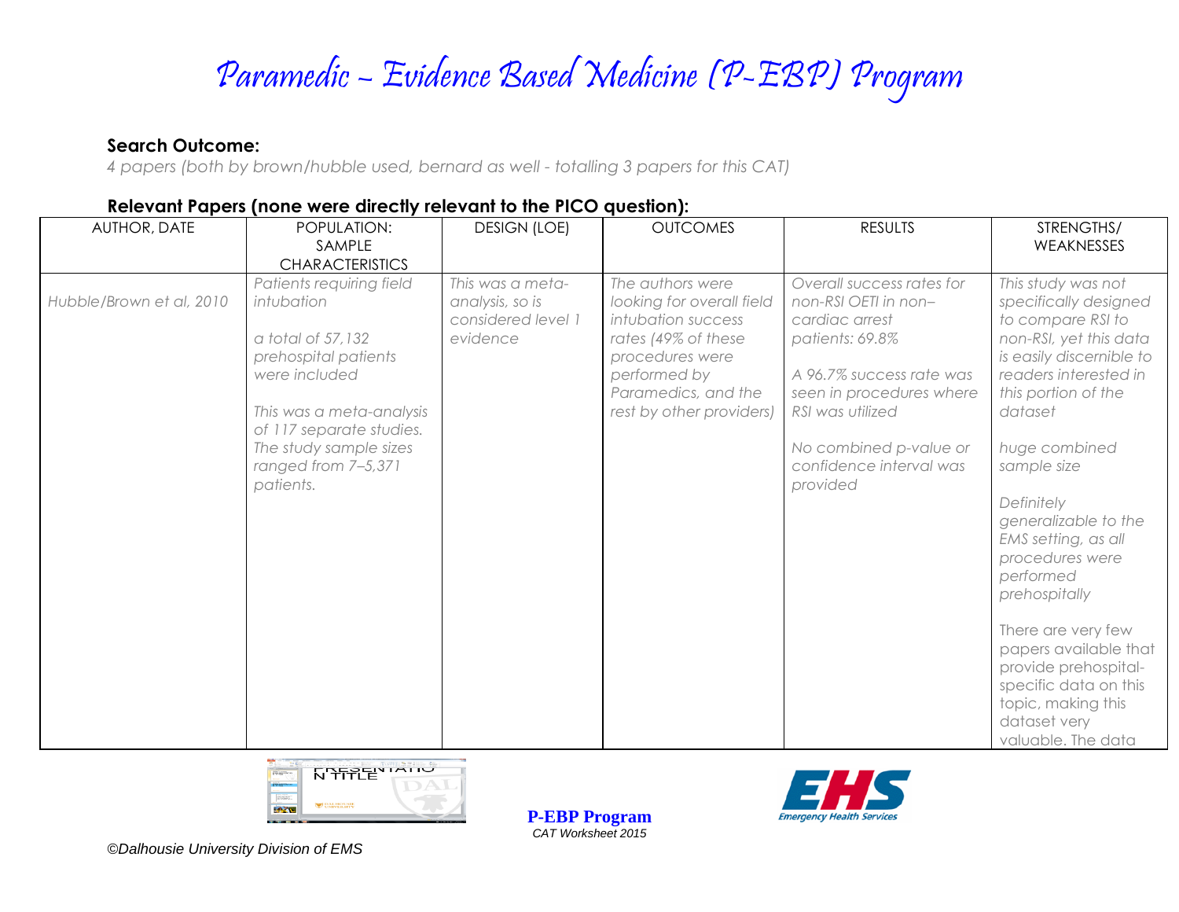# Paramedic – Evidence Based Medicine (P-EBP) Program

**Search Outcome:**

*4 papers (both by brown/hubble used, bernard as well - totalling 3 papers for this CAT)*

**Relevant Papers (none were directly relevant to the PICO question):**

| AUTHOR, DATE | POPULATION: SAMPLE CHARACTERISTICS | DESIGN (LOE) | OUTCOMES | RESULTS | STRENGTHS/ WEAKNESSES |
|---|---|---|---|---|---|
| *Hubble/Brown et al, 2010* | *Patients requiring field intubation*<br><br>*a total of 57,132 prehospital patients were included*<br><br>*This was a meta-analysis of 117 separate studies. The study sample sizes ranged from 7–5,371 patients.* | *This was a meta-analysis, so is considered level 1 evidence* | *The authors were looking for overall field intubation success rates (49% of these procedures were performed by Paramedics, and the rest by other providers)* | *Overall success rates for non-RSI OETI in non–cardiac arrest patients: 69.8%*<br><br>*A 96.7% success rate was seen in procedures where RSI was utilized*<br><br>*No combined p-value or confidence interval was provided* | *This study was not specifically designed to compare RSI to non-RSI, yet this data is easily discernible to readers interested in this portion of the dataset*<br><br>*huge combined sample size*<br><br>*Definitely generalizable to the EMS setting, as all procedures were performed prehospitally*<br><br>There are very few papers available that provide prehospital-specific data on this topic, making this dataset very valuable. The data |

**P-EBP Program**
*CAT Worksheet 2015*

*©Dalhousie University Division of EMS*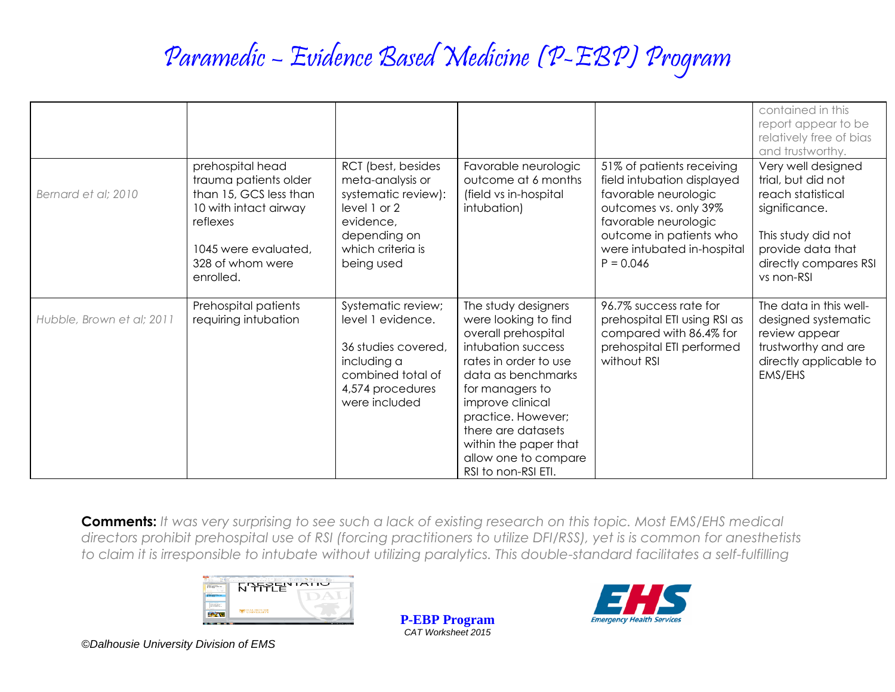# Paramedic – Evidence Based Medicine (P-EBP) Program

| | | | | | |
|---|---|---|---|---|---|
| | | | | | contained in this report appear to be relatively free of bias and trustworthy. |
| *Bernard et al; 2010* | prehospital head trauma patients older than 15, GCS less than 10 with intact airway reflexes<br><br>1045 were evaluated, 328 of whom were enrolled. | RCT (best, besides meta-analysis or systematic review): level 1 or 2 evidence, depending on which criteria is being used | Favorable neurologic outcome at 6 months (field vs in-hospital intubation) | 51% of patients receiving field intubation displayed favorable neurologic outcomes vs. only 39% favorable neurologic outcome in patients who were intubated in-hospital P = 0.046 | Very well designed trial, but did not reach statistical significance.<br><br>This study did not provide data that directly compares RSI vs non-RSI |
| *Hubble, Brown et al; 2011* | Prehospital patients requiring intubation | Systematic review; level 1 evidence.<br><br>36 studies covered, including a combined total of 4,574 procedures were included | The study designers were looking to find overall prehospital intubation success rates in order to use data as benchmarks for managers to improve clinical practice. However; there are datasets within the paper that allow one to compare RSI to non-RSI ETI. | 96.7% success rate for prehospital ETI using RSI as compared with 86.4% for prehospital ETI performed without RSI | The data in this well-designed systematic review appear trustworthy and are directly applicable to EMS/EHS |

**Comments:** *It was very surprising to see such a lack of existing research on this topic. Most EMS/EHS medical directors prohibit prehospital use of RSI (forcing practitioners to utilize DFI/RSS), yet is is common for anesthetists to claim it is irresponsible to intubate without utilizing paralytics. This double-standard facilitates a self-fulfilling*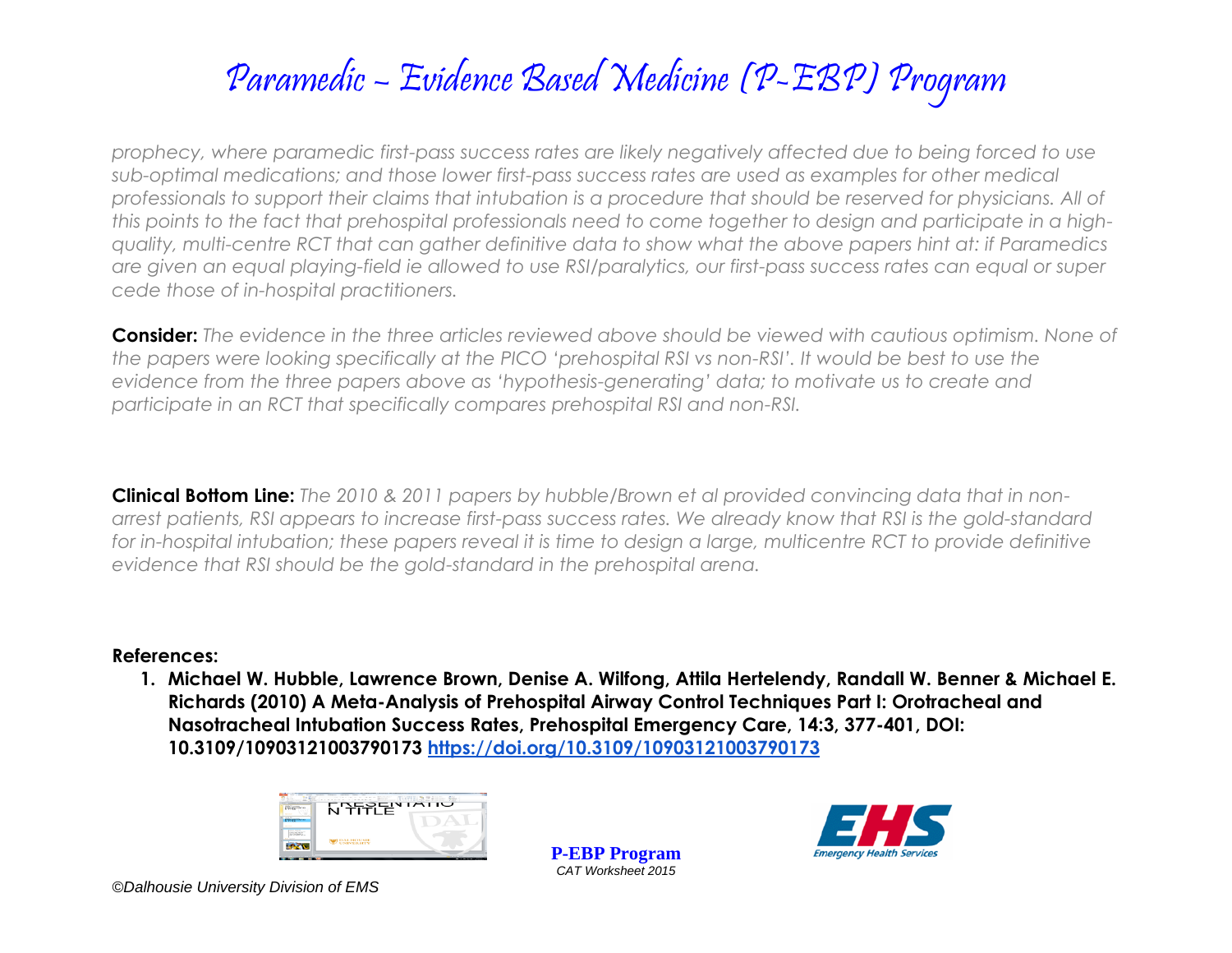*prophecy, where paramedic first-pass success rates are likely negatively affected due to being forced to use sub-optimal medications; and those lower first-pass success rates are used as examples for other medical professionals to support their claims that intubation is a procedure that should be reserved for physicians. All of this points to the fact that prehospital professionals need to come together to design and participate in a high-quality, multi-centre RCT that can gather definitive data to show what the above papers hint at: if Paramedics are given an equal playing-field ie allowed to use RSI/paralytics, our first-pass success rates can equal or super cede those of in-hospital practitioners.*

**Consider:** *The evidence in the three articles reviewed above should be viewed with cautious optimism. None of the papers were looking specifically at the PICO 'prehospital RSI vs non-RSI'. It would be best to use the evidence from the three papers above as 'hypothesis-generating' data; to motivate us to create and participate in an RCT that specifically compares prehospital RSI and non-RSI.*

**Clinical Bottom Line:** *The 2010 & 2011 papers by hubble/Brown et al provided convincing data that in non-arrest patients, RSI appears to increase first-pass success rates. We already know that RSI is the gold-standard for in-hospital intubation; these papers reveal it is time to design a large, multicentre RCT to provide definitive evidence that RSI should be the gold-standard in the prehospital arena.*

**References:**

1. **Michael W. Hubble, Lawrence Brown, Denise A. Wilfong, Attila Hertelendy, Randall W. Benner & Michael E. Richards (2010) A Meta-Analysis of Prehospital Airway Control Techniques Part I: Orotracheal and Nasotracheal Intubation Success Rates, Prehospital Emergency Care, 14:3, 377-401, DOI: 10.3109/10903121003790173 https://doi.org/10.3109/10903121003790173**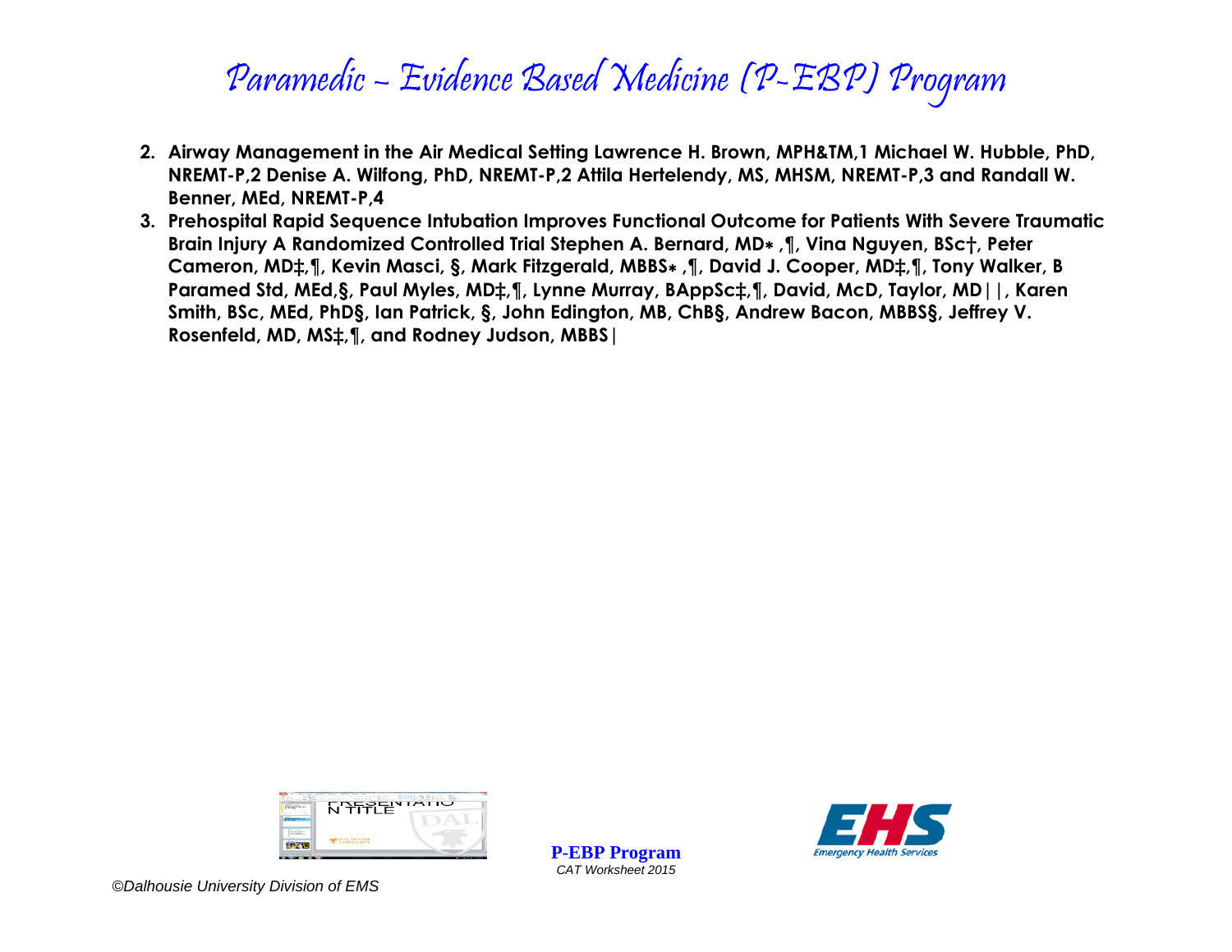2. **Airway Management in the Air Medical Setting Lawrence H. Brown, MPH&TM,1 Michael W. Hubble, PhD, NREMT-P,2 Denise A. Wilfong, PhD, NREMT-P,2 Attila Hertelendy, MS, MHSM, NREMT-P,3 and Randall W. Benner, MEd, NREMT-P,4**
3. **Prehospital Rapid Sequence Intubation Improves Functional Outcome for Patients With Severe Traumatic Brain Injury A Randomized Controlled Trial Stephen A. Bernard, MD∗ ,¶, Vina Nguyen, BSc†, Peter Cameron, MD‡,¶, Kevin Masci, §, Mark Fitzgerald, MBBS∗ ,¶, David J. Cooper, MD‡,¶, Tony Walker, B Paramed Std, MEd,§, Paul Myles, MD‡,¶, Lynne Murray, BAppSc‡,¶, David, McD, Taylor, MD||, Karen Smith, BSc, MEd, PhD§, Ian Patrick, §, John Edington, MB, ChB§, Andrew Bacon, MBBS§, Jeffrey V. Rosenfeld, MD, MS‡,¶, and Rodney Judson, MBBS|**